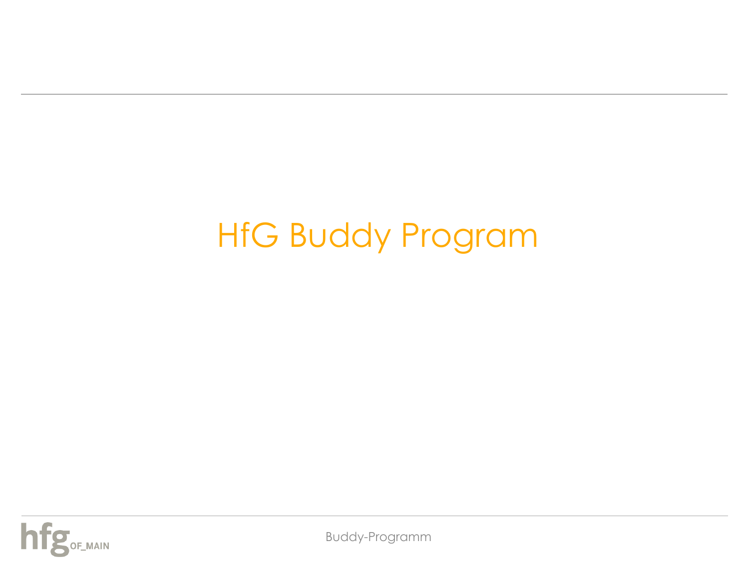# HfG Buddy Program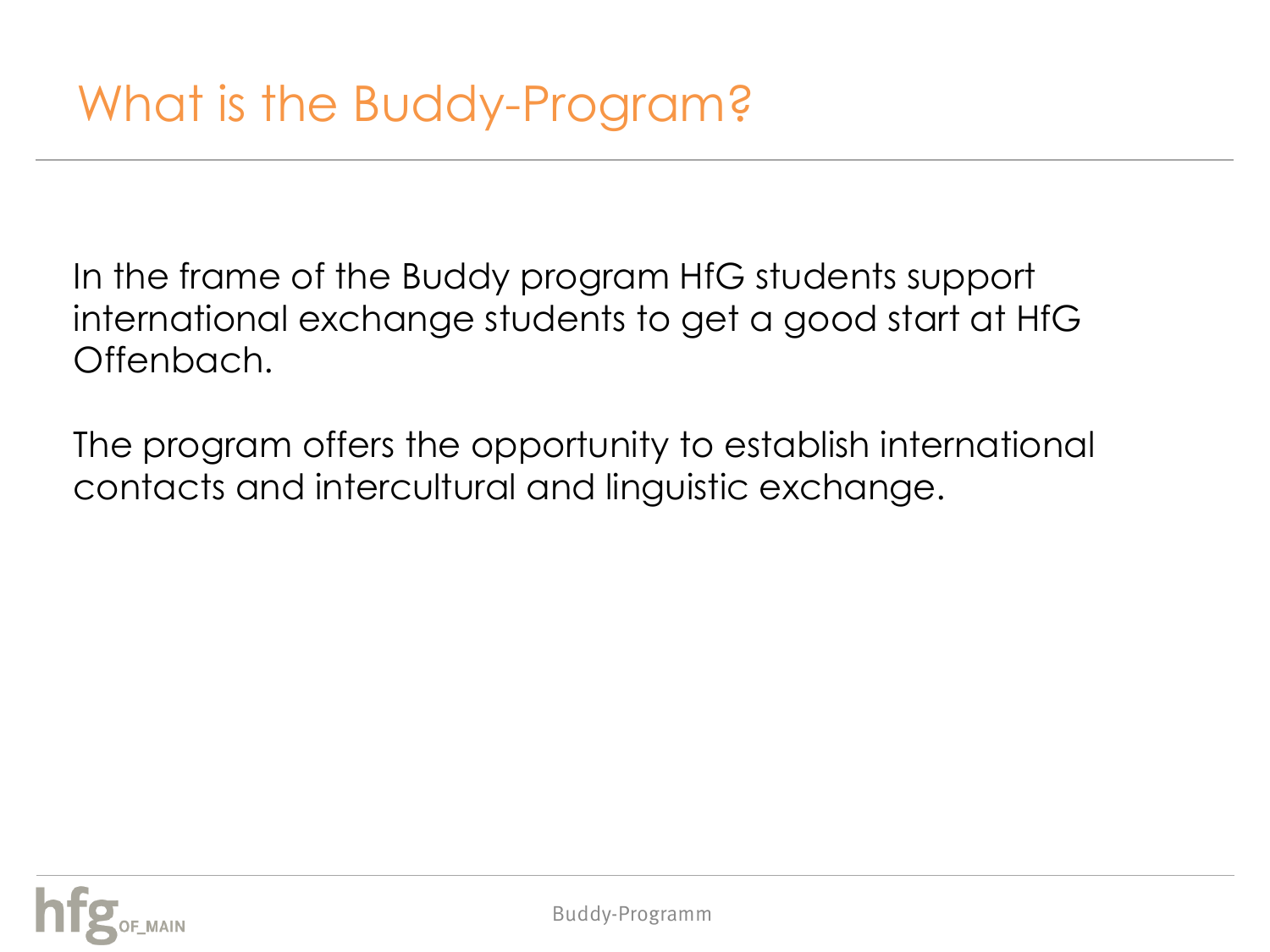# What is the Buddy-Program?

In the frame of the Buddy program HfG students support international exchange students to get a good start at HfG Offenbach.

The program offers the opportunity to establish international contacts and intercultural and linguistic exchange.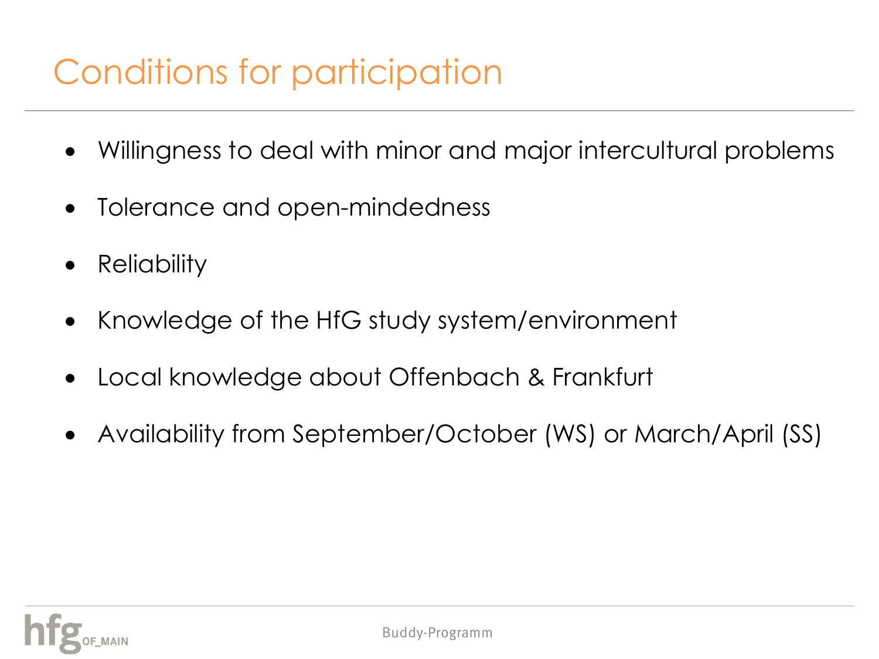# Conditions for participation

- Willingness to deal with minor and major intercultural problems
- Tolerance and open-mindedness
- Reliability
- Knowledge of the HfG study system/environment
- Local knowledge about Offenbach & Frankfurt
- Availability from September/October (WS) or March/April (SS)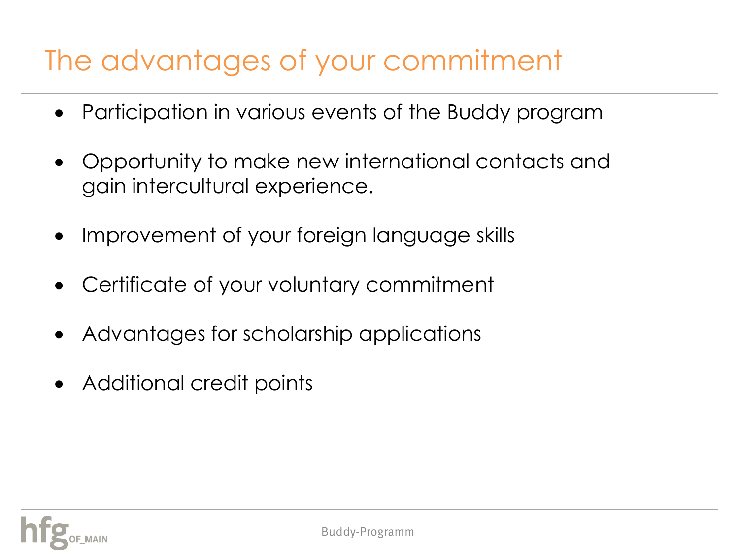# The advantages of your commitment

- Participation in various events of the Buddy program
- Opportunity to make new international contacts and gain intercultural experience.
- Improvement of your foreign language skills
- Certificate of your voluntary commitment
- Advantages for scholarship applications
- Additional credit points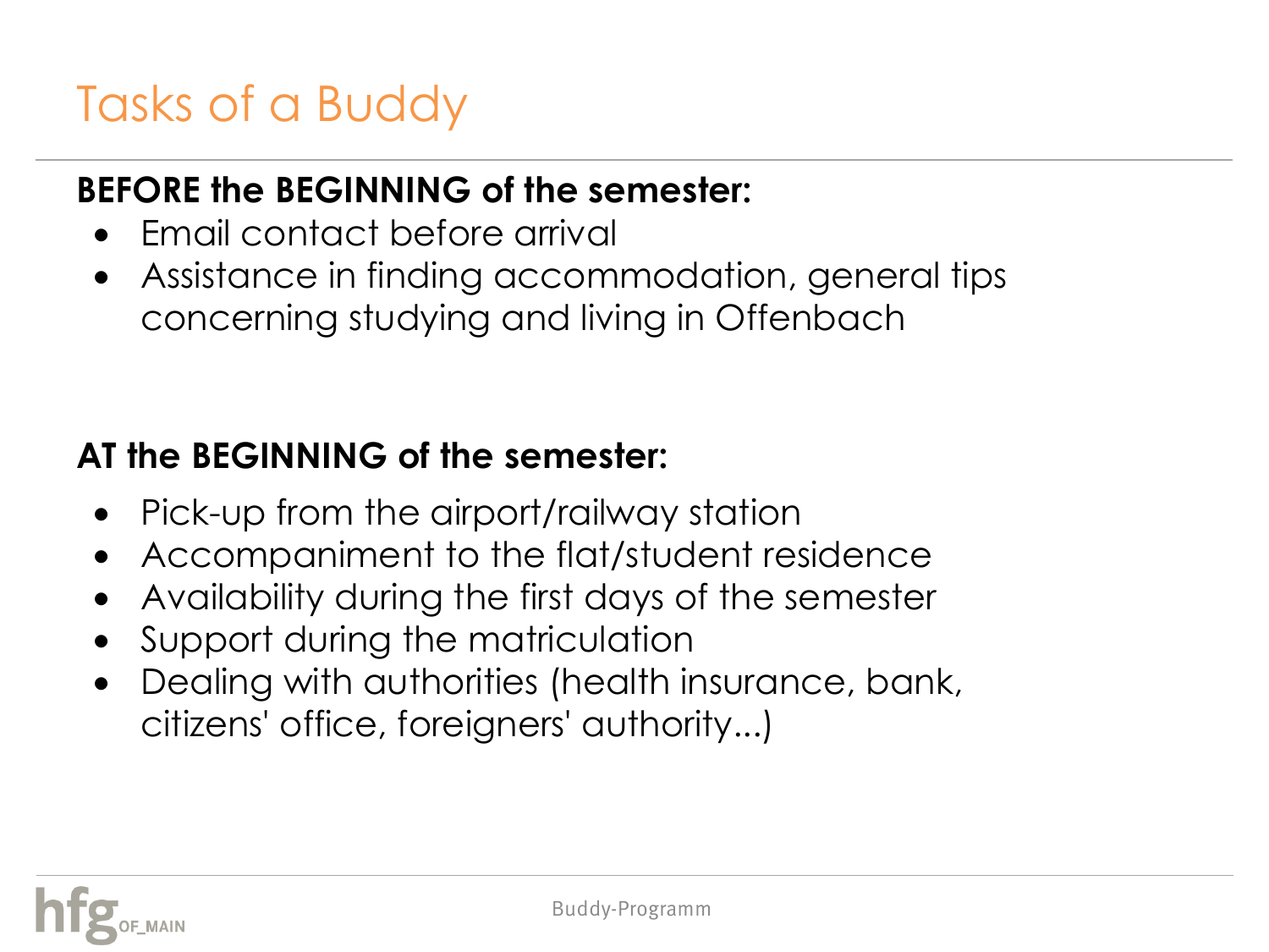# Tasks of a Buddy

**BEFORE the BEGINNING of the semester:**

- Email contact before arrival
- Assistance in finding accommodation, general tips concerning studying and living in Offenbach

**AT the BEGINNING of the semester:**

- Pick-up from the airport/railway station
- Accompaniment to the flat/student residence
- Availability during the first days of the semester
- Support during the matriculation
- Dealing with authorities (health insurance, bank, citizens' office, foreigners' authority...)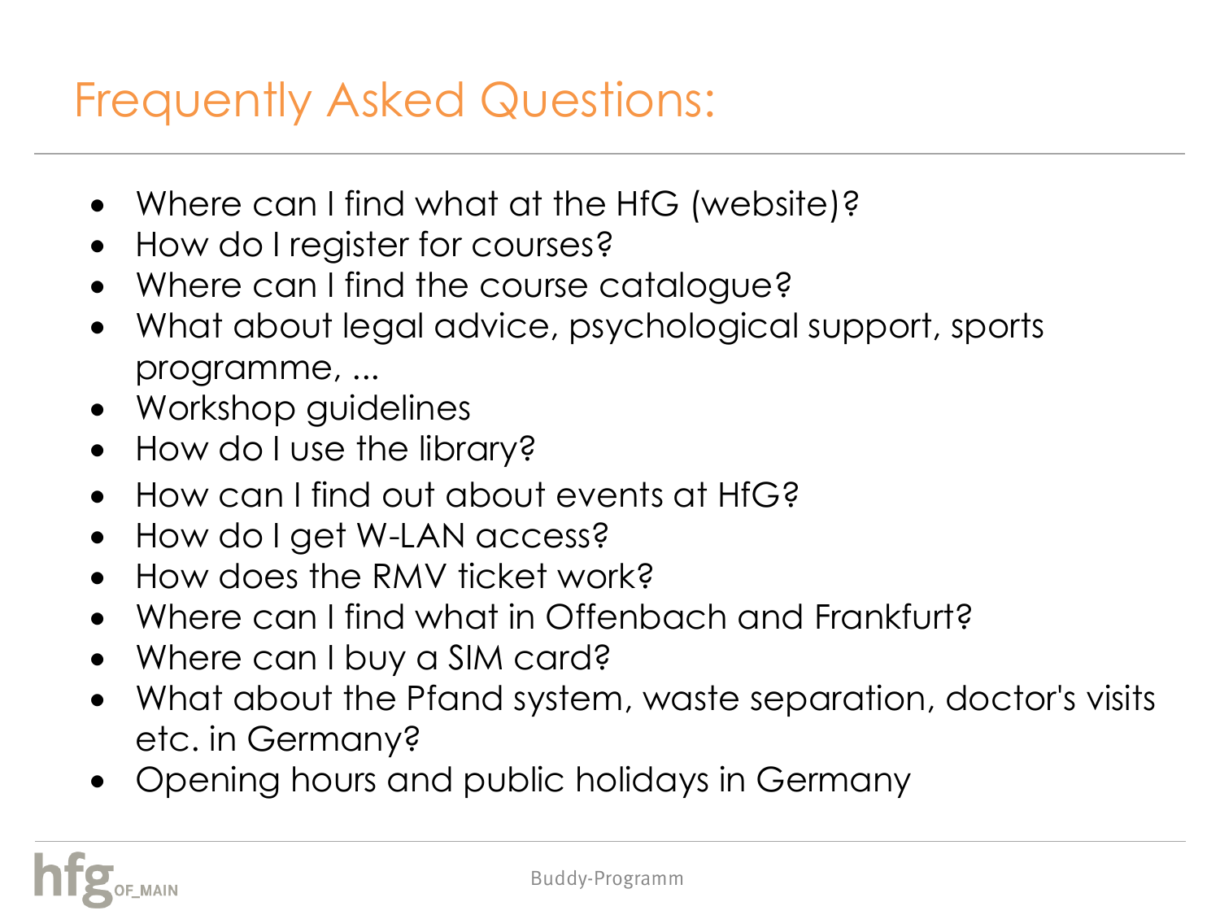# Frequently Asked Questions:

- Where can I find what at the HfG (website)?
- How do I register for courses?
- Where can I find the course catalogue?
- What about legal advice, psychological support, sports programme, ...
- Workshop guidelines
- How do I use the library?
- How can I find out about events at HfG?
- How do I get W-LAN access?
- How does the RMV ticket work?
- Where can I find what in Offenbach and Frankfurt?
- Where can I buy a SIM card?
- What about the Pfand system, waste separation, doctor's visits etc. in Germany?
- Opening hours and public holidays in Germany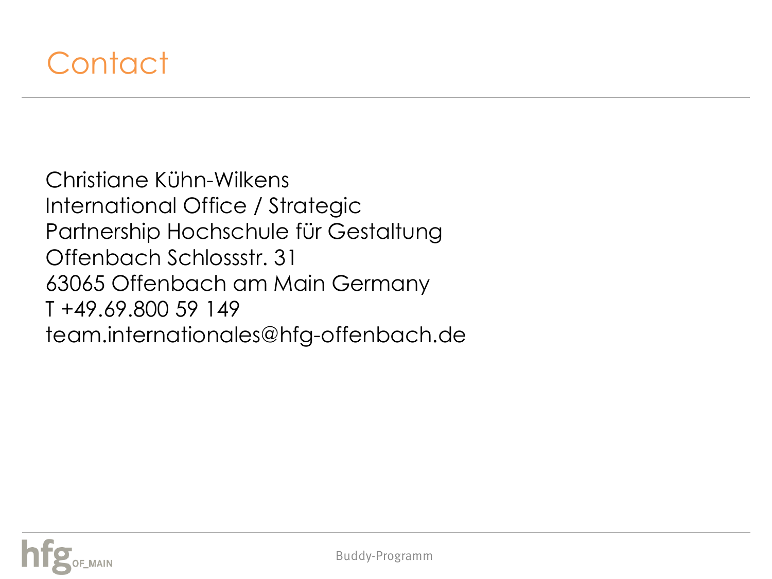# Contact

Christiane Kühn-Wilkens
International Office / Strategic
Partnership Hochschule für Gestaltung
Offenbach Schlossstr. 31
63065 Offenbach am Main Germany
T +49.69.800 59 149
team.internationales@hfg-offenbach.de